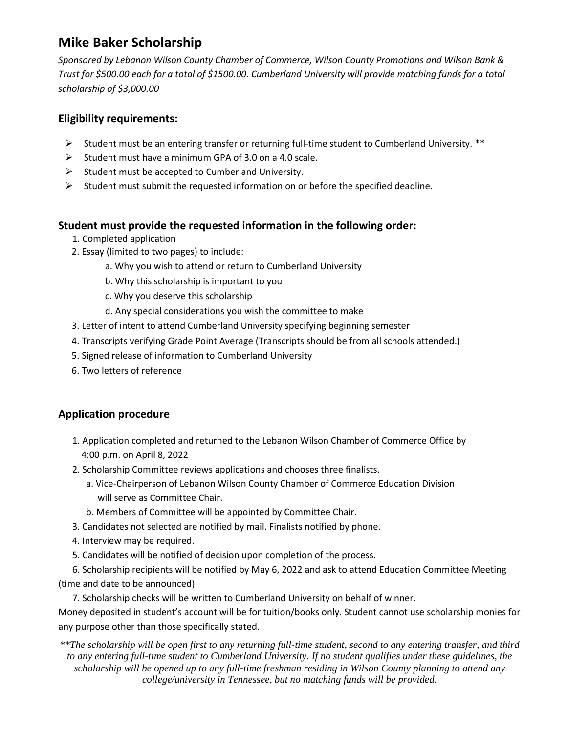# Mike Baker Scholarship

*Sponsored by Lebanon Wilson County Chamber of Commerce, Wilson County Promotions and Wilson Bank & Trust for $500.00 each for a total of $1500.00. Cumberland University will provide matching funds for a total scholarship of $3,000.00*

## Eligibility requirements:

- Student must be an entering transfer or returning full-time student to Cumberland University. **
- Student must have a minimum GPA of 3.0 on a 4.0 scale.
- Student must be accepted to Cumberland University.
- Student must submit the requested information on or before the specified deadline.

## Student must provide the requested information in the following order:

1. Completed application
2. Essay (limited to two pages) to include:
   a. Why you wish to attend or return to Cumberland University
   b. Why this scholarship is important to you
   c. Why you deserve this scholarship
   d. Any special considerations you wish the committee to make
3. Letter of intent to attend Cumberland University specifying beginning semester
4. Transcripts verifying Grade Point Average (Transcripts should be from all schools attended.)
5. Signed release of information to Cumberland University
6. Two letters of reference

## Application procedure

1. Application completed and returned to the Lebanon Wilson Chamber of Commerce Office by 4:00 p.m. on April 8, 2022
2. Scholarship Committee reviews applications and chooses three finalists.
   a. Vice-Chairperson of Lebanon Wilson County Chamber of Commerce Education Division will serve as Committee Chair.
   b. Members of Committee will be appointed by Committee Chair.
3. Candidates not selected are notified by mail. Finalists notified by phone.
4. Interview may be required.
5. Candidates will be notified of decision upon completion of the process.
6. Scholarship recipients will be notified by May 6, 2022 and ask to attend Education Committee Meeting (time and date to be announced)
7. Scholarship checks will be written to Cumberland University on behalf of winner.

Money deposited in student's account will be for tuition/books only. Student cannot use scholarship monies for any purpose other than those specifically stated.

*\*\*The scholarship will be open first to any returning full-time student, second to any entering transfer, and third to any entering full-time student to Cumberland University. If no student qualifies under these guidelines, the scholarship will be opened up to any full-time freshman residing in Wilson County planning to attend any college/university in Tennessee, but no matching funds will be provided.*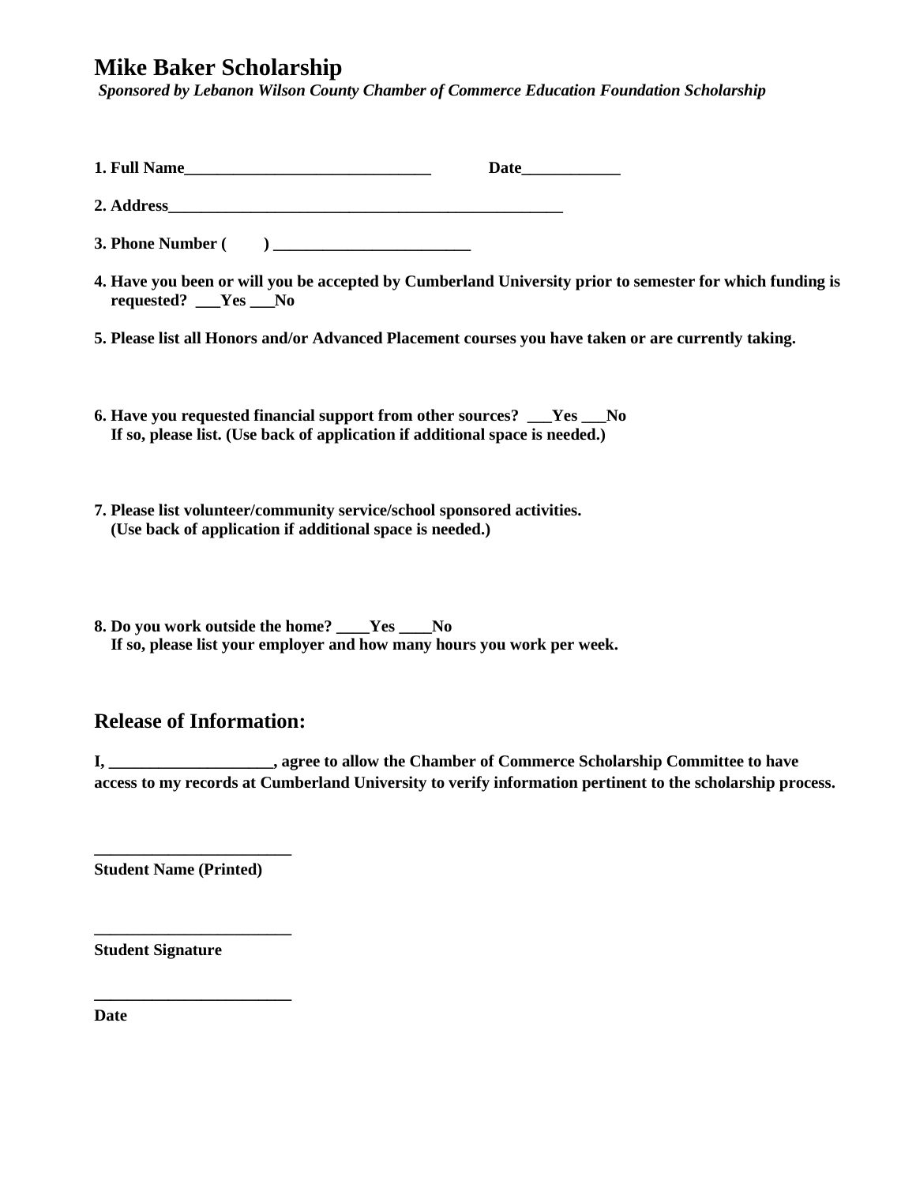# Mike Baker Scholarship

***Sponsored by Lebanon Wilson County Chamber of Commerce Education Foundation Scholarship***

**1. Full Name______________________________ Date____________**

**2. Address_______________________________________________**

**3. Phone Number (     ) ________________________**

**4. Have you been or will you be accepted by Cumberland University prior to semester for which funding is requested? ___Yes ___No**

**5. Please list all Honors and/or Advanced Placement courses you have taken or are currently taking.**

**6. Have you requested financial support from other sources? ___Yes ___No**
**If so, please list. (Use back of application if additional space is needed.)**

**7. Please list volunteer/community service/school sponsored activities.**
**(Use back of application if additional space is needed.)**

**8. Do you work outside the home? ____Yes ____No**
**If so, please list your employer and how many hours you work per week.**

## Release of Information:

**I, ___________________, agree to allow the Chamber of Commerce Scholarship Committee to have access to my records at Cumberland University to verify information pertinent to the scholarship process.**

**________________________**
**Student Name (Printed)**

**________________________**
**Student Signature**

**________________________**
**Date**